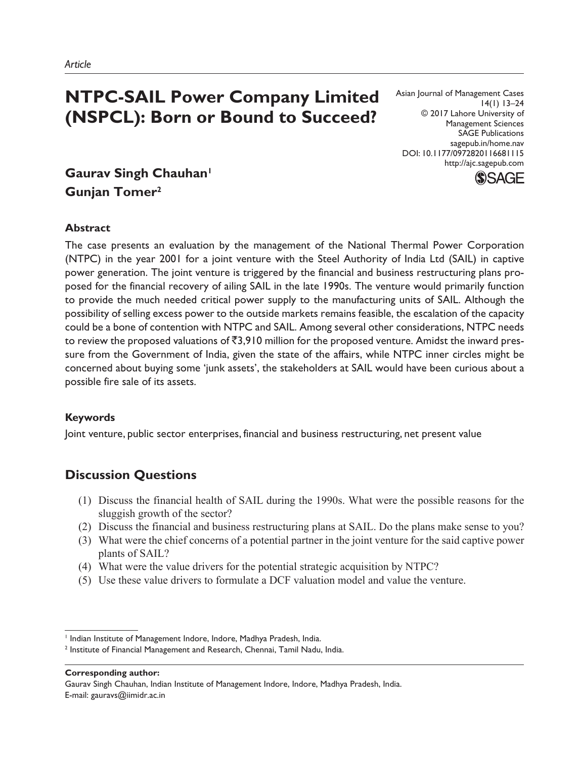*Article*

# NTPC-SAIL Power Company Limited (NSPCL): Born or Bound to Succeed?

Asian Journal of Management Cases
14(1) 13–24
© 2017 Lahore University of Management Sciences
SAGE Publications
sagepub.in/home.nav
DOI: 10.1177/0972820116681115
http://ajc.sagepub.com

**Gaurav Singh Chauhan[1]**
**Gunjan Tomer[2]**

## Abstract

The case presents an evaluation by the management of the National Thermal Power Corporation (NTPC) in the year 2001 for a joint venture with the Steel Authority of India Ltd (SAIL) in captive power generation. The joint venture is triggered by the financial and business restructuring plans proposed for the financial recovery of ailing SAIL in the late 1990s. The venture would primarily function to provide the much needed critical power supply to the manufacturing units of SAIL. Although the possibility of selling excess power to the outside markets remains feasible, the escalation of the capacity could be a bone of contention with NTPC and SAIL. Among several other considerations, NTPC needs to review the proposed valuations of ₹3,910 million for the proposed venture. Amidst the inward pressure from the Government of India, given the state of the affairs, while NTPC inner circles might be concerned about buying some 'junk assets', the stakeholders at SAIL would have been curious about a possible fire sale of its assets.

## Keywords

Joint venture, public sector enterprises, financial and business restructuring, net present value

## Discussion Questions

(1) Discuss the financial health of SAIL during the 1990s. What were the possible reasons for the sluggish growth of the sector?
(2) Discuss the financial and business restructuring plans at SAIL. Do the plans make sense to you?
(3) What were the chief concerns of a potential partner in the joint venture for the said captive power plants of SAIL?
(4) What were the value drivers for the potential strategic acquisition by NTPC?
(5) Use these value drivers to formulate a DCF valuation model and value the venture.

---

[1] Indian Institute of Management Indore, Indore, Madhya Pradesh, India.
[2] Institute of Financial Management and Research, Chennai, Tamil Nadu, India.

**Corresponding author:**
Gaurav Singh Chauhan, Indian Institute of Management Indore, Indore, Madhya Pradesh, India.
E-mail: gauravs@iimidr.ac.in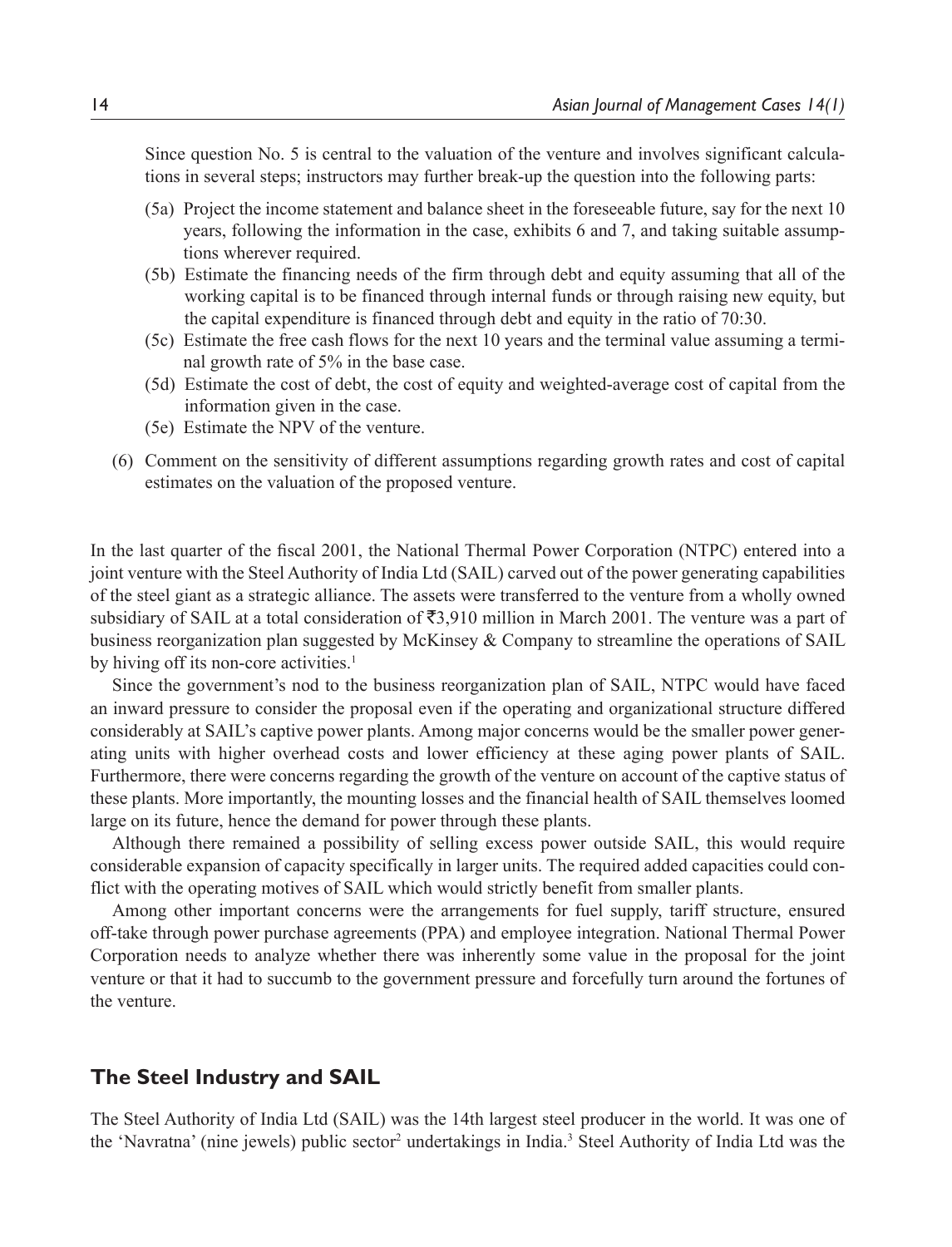Since question No. 5 is central to the valuation of the venture and involves significant calculations in several steps; instructors may further break-up the question into the following parts:

(5a) Project the income statement and balance sheet in the foreseeable future, say for the next 10 years, following the information in the case, exhibits 6 and 7, and taking suitable assumptions wherever required.

(5b) Estimate the financing needs of the firm through debt and equity assuming that all of the working capital is to be financed through internal funds or through raising new equity, but the capital expenditure is financed through debt and equity in the ratio of 70:30.

(5c) Estimate the free cash flows for the next 10 years and the terminal value assuming a terminal growth rate of 5% in the base case.

(5d) Estimate the cost of debt, the cost of equity and weighted-average cost of capital from the information given in the case.

(5e) Estimate the NPV of the venture.

(6) Comment on the sensitivity of different assumptions regarding growth rates and cost of capital estimates on the valuation of the proposed venture.

In the last quarter of the fiscal 2001, the National Thermal Power Corporation (NTPC) entered into a joint venture with the Steel Authority of India Ltd (SAIL) carved out of the power generating capabilities of the steel giant as a strategic alliance. The assets were transferred to the venture from a wholly owned subsidiary of SAIL at a total consideration of ₹3,910 million in March 2001. The venture was a part of business reorganization plan suggested by McKinsey & Company to streamline the operations of SAIL by hiving off its non-core activities.[1]

Since the government's nod to the business reorganization plan of SAIL, NTPC would have faced an inward pressure to consider the proposal even if the operating and organizational structure differed considerably at SAIL's captive power plants. Among major concerns would be the smaller power generating units with higher overhead costs and lower efficiency at these aging power plants of SAIL. Furthermore, there were concerns regarding the growth of the venture on account of the captive status of these plants. More importantly, the mounting losses and the financial health of SAIL themselves loomed large on its future, hence the demand for power through these plants.

Although there remained a possibility of selling excess power outside SAIL, this would require considerable expansion of capacity specifically in larger units. The required added capacities could conflict with the operating motives of SAIL which would strictly benefit from smaller plants.

Among other important concerns were the arrangements for fuel supply, tariff structure, ensured off-take through power purchase agreements (PPA) and employee integration. National Thermal Power Corporation needs to analyze whether there was inherently some value in the proposal for the joint venture or that it had to succumb to the government pressure and forcefully turn around the fortunes of the venture.

## The Steel Industry and SAIL

The Steel Authority of India Ltd (SAIL) was the 14th largest steel producer in the world. It was one of the 'Navratna' (nine jewels) public sector[2] undertakings in India.[3] Steel Authority of India Ltd was the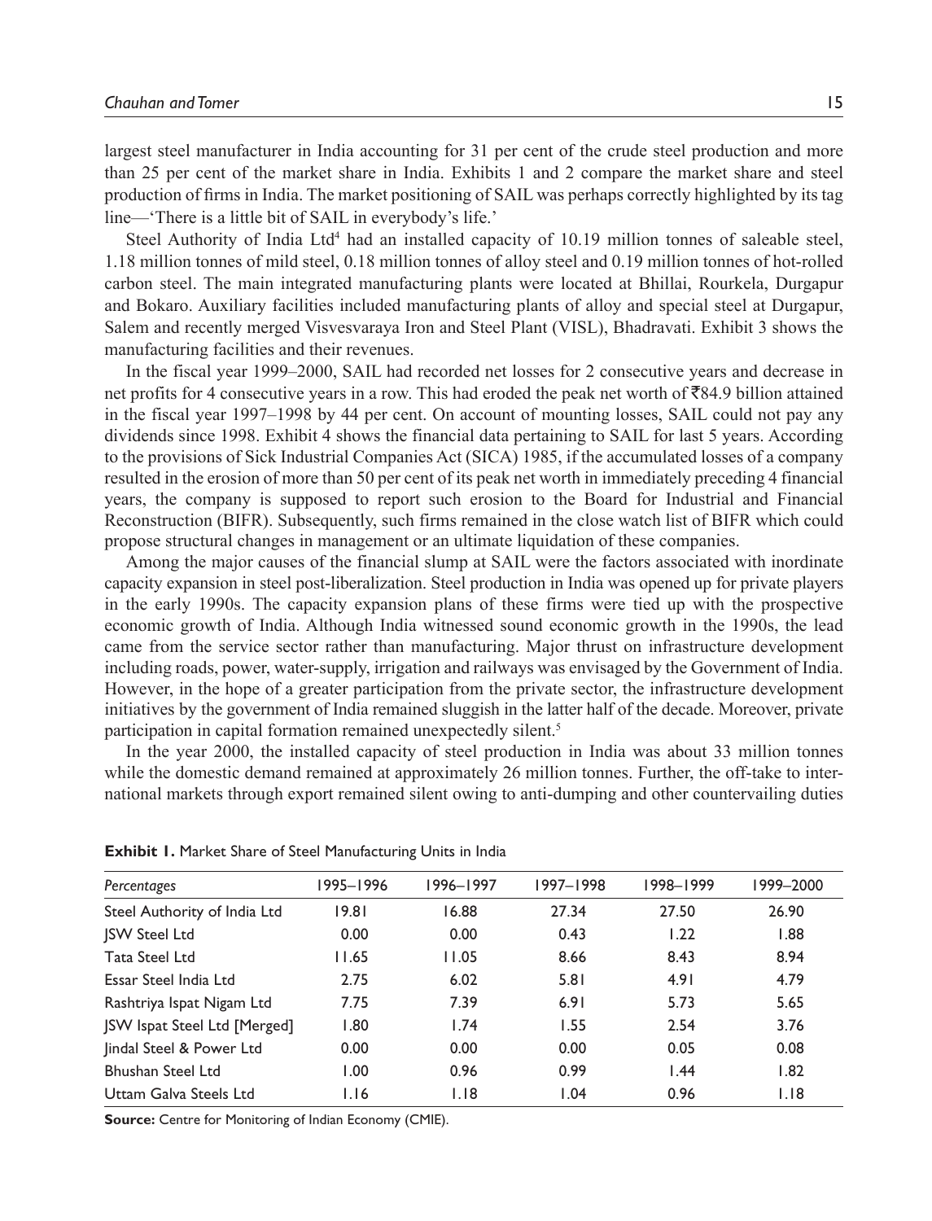largest steel manufacturer in India accounting for 31 per cent of the crude steel production and more than 25 per cent of the market share in India. Exhibits 1 and 2 compare the market share and steel production of firms in India. The market positioning of SAIL was perhaps correctly highlighted by its tag line—'There is a little bit of SAIL in everybody's life.'

Steel Authority of India Ltd[4] had an installed capacity of 10.19 million tonnes of saleable steel, 1.18 million tonnes of mild steel, 0.18 million tonnes of alloy steel and 0.19 million tonnes of hot-rolled carbon steel. The main integrated manufacturing plants were located at Bhillai, Rourkela, Durgapur and Bokaro. Auxiliary facilities included manufacturing plants of alloy and special steel at Durgapur, Salem and recently merged Visvesvaraya Iron and Steel Plant (VISL), Bhadravati. Exhibit 3 shows the manufacturing facilities and their revenues.

In the fiscal year 1999–2000, SAIL had recorded net losses for 2 consecutive years and decrease in net profits for 4 consecutive years in a row. This had eroded the peak net worth of ₹84.9 billion attained in the fiscal year 1997–1998 by 44 per cent. On account of mounting losses, SAIL could not pay any dividends since 1998. Exhibit 4 shows the financial data pertaining to SAIL for last 5 years. According to the provisions of Sick Industrial Companies Act (SICA) 1985, if the accumulated losses of a company resulted in the erosion of more than 50 per cent of its peak net worth in immediately preceding 4 financial years, the company is supposed to report such erosion to the Board for Industrial and Financial Reconstruction (BIFR). Subsequently, such firms remained in the close watch list of BIFR which could propose structural changes in management or an ultimate liquidation of these companies.

Among the major causes of the financial slump at SAIL were the factors associated with inordinate capacity expansion in steel post-liberalization. Steel production in India was opened up for private players in the early 1990s. The capacity expansion plans of these firms were tied up with the prospective economic growth of India. Although India witnessed sound economic growth in the 1990s, the lead came from the service sector rather than manufacturing. Major thrust on infrastructure development including roads, power, water-supply, irrigation and railways was envisaged by the Government of India. However, in the hope of a greater participation from the private sector, the infrastructure development initiatives by the government of India remained sluggish in the latter half of the decade. Moreover, private participation in capital formation remained unexpectedly silent.[5]

In the year 2000, the installed capacity of steel production in India was about 33 million tonnes while the domestic demand remained at approximately 26 million tonnes. Further, the off-take to international markets through export remained silent owing to anti-dumping and other countervailing duties

**Exhibit 1.** Market Share of Steel Manufacturing Units in India

| *Percentages* | 1995–1996 | 1996–1997 | 1997–1998 | 1998–1999 | 1999–2000 |
|---|---|---|---|---|---|
| Steel Authority of India Ltd | 19.81 | 16.88 | 27.34 | 27.50 | 26.90 |
| JSW Steel Ltd | 0.00 | 0.00 | 0.43 | 1.22 | 1.88 |
| Tata Steel Ltd | 11.65 | 11.05 | 8.66 | 8.43 | 8.94 |
| Essar Steel India Ltd | 2.75 | 6.02 | 5.81 | 4.91 | 4.79 |
| Rashtriya Ispat Nigam Ltd | 7.75 | 7.39 | 6.91 | 5.73 | 5.65 |
| JSW Ispat Steel Ltd [Merged] | 1.80 | 1.74 | 1.55 | 2.54 | 3.76 |
| Jindal Steel & Power Ltd | 0.00 | 0.00 | 0.00 | 0.05 | 0.08 |
| Bhushan Steel Ltd | 1.00 | 0.96 | 0.99 | 1.44 | 1.82 |
| Uttam Galva Steels Ltd | 1.16 | 1.18 | 1.04 | 0.96 | 1.18 |

**Source:** Centre for Monitoring of Indian Economy (CMIE).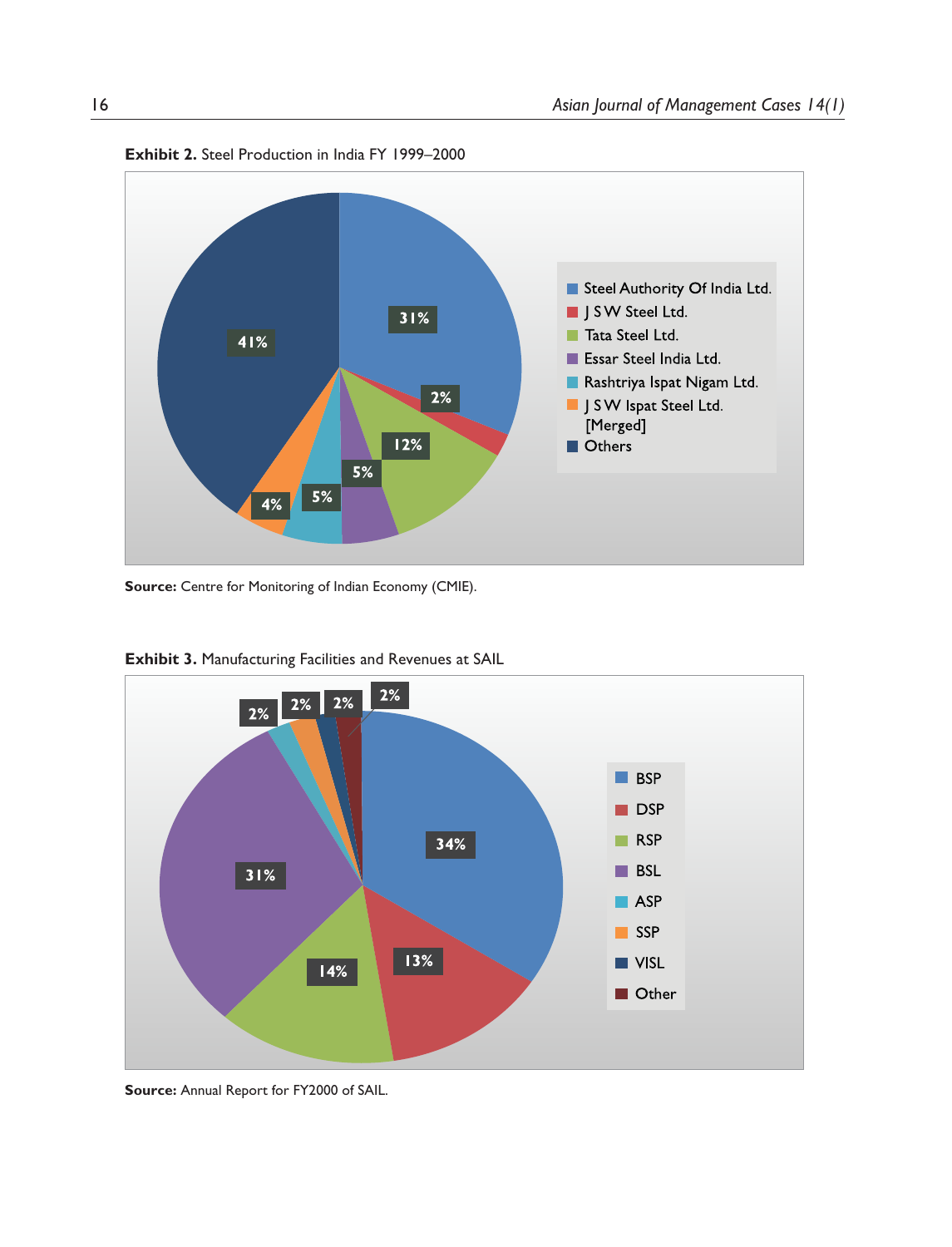**Exhibit 2.** Steel Production in India FY 1999–2000

| Company | Share |
|---|---|
| Steel Authority Of India Ltd. | 31% |
| J S W Steel Ltd. | 2% |
| Tata Steel Ltd. | 12% |
| Essar Steel India Ltd. | 5% |
| Rashtriya Ispat Nigam Ltd. | 5% |
| J S W Ispat Steel Ltd. [Merged] | 4% |
| Others | 41% |

**Source:** Centre for Monitoring of Indian Economy (CMIE).

**Exhibit 3.** Manufacturing Facilities and Revenues at SAIL

| Plant | Share |
|---|---|
| BSP | 34% |
| DSP | 13% |
| RSP | 14% |
| BSL | 31% |
| ASP | 2% |
| SSP | 2% |
| VISL | 2% |
| Other | 2% |

**Source:** Annual Report for FY2000 of SAIL.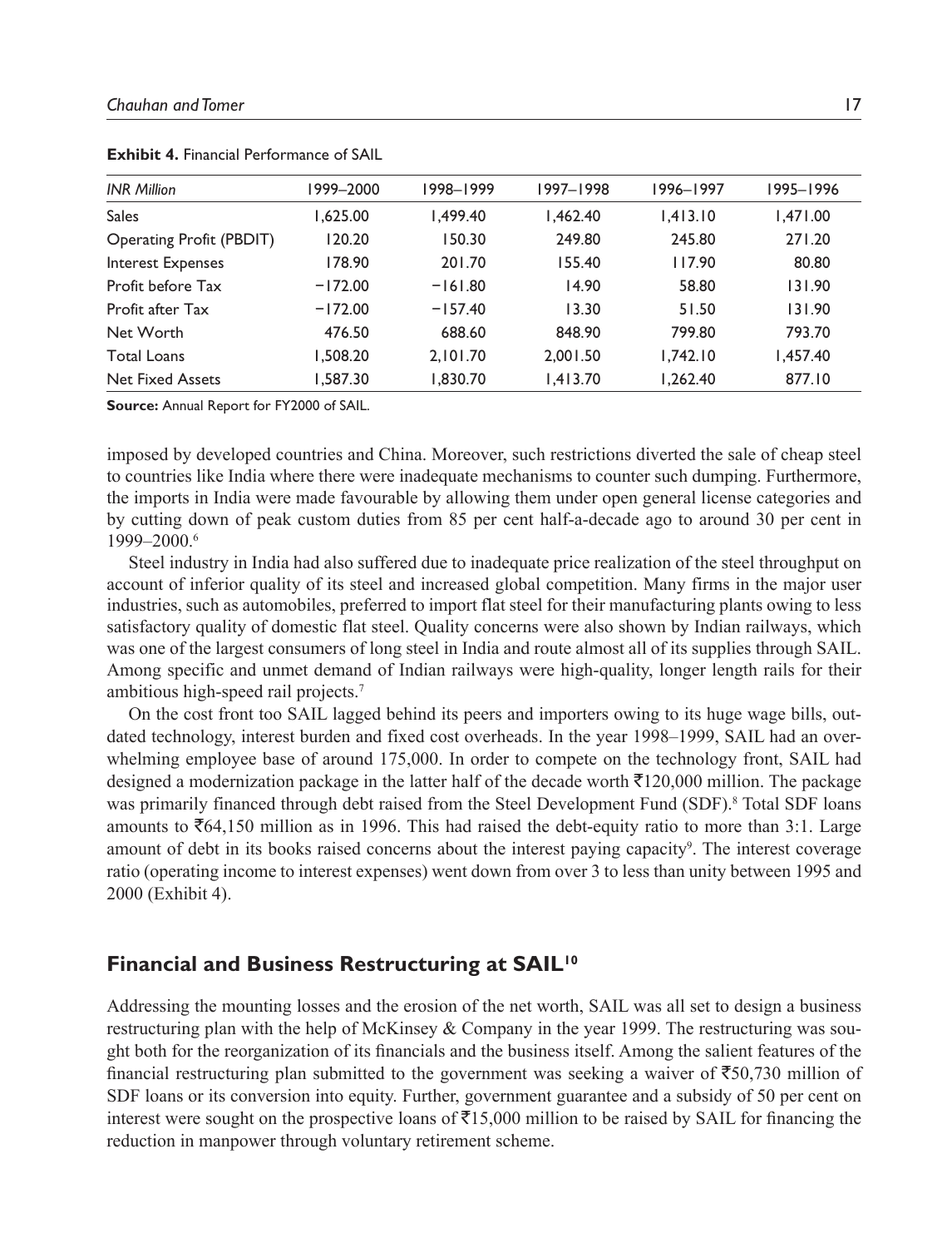**Exhibit 4.** Financial Performance of SAIL

| *INR Million* | 1999–2000 | 1998–1999 | 1997–1998 | 1996–1997 | 1995–1996 |
|---|---|---|---|---|---|
| Sales | 1,625.00 | 1,499.40 | 1,462.40 | 1,413.10 | 1,471.00 |
| Operating Profit (PBDIT) | 120.20 | 150.30 | 249.80 | 245.80 | 271.20 |
| Interest Expenses | 178.90 | 201.70 | 155.40 | 117.90 | 80.80 |
| Profit before Tax | −172.00 | −161.80 | 14.90 | 58.80 | 131.90 |
| Profit after Tax | −172.00 | −157.40 | 13.30 | 51.50 | 131.90 |
| Net Worth | 476.50 | 688.60 | 848.90 | 799.80 | 793.70 |
| Total Loans | 1,508.20 | 2,101.70 | 2,001.50 | 1,742.10 | 1,457.40 |
| Net Fixed Assets | 1,587.30 | 1,830.70 | 1,413.70 | 1,262.40 | 877.10 |

**Source:** Annual Report for FY2000 of SAIL.

imposed by developed countries and China. Moreover, such restrictions diverted the sale of cheap steel to countries like India where there were inadequate mechanisms to counter such dumping. Furthermore, the imports in India were made favourable by allowing them under open general license categories and by cutting down of peak custom duties from 85 per cent half-a-decade ago to around 30 per cent in 1999–2000.[6]

Steel industry in India had also suffered due to inadequate price realization of the steel throughput on account of inferior quality of its steel and increased global competition. Many firms in the major user industries, such as automobiles, preferred to import flat steel for their manufacturing plants owing to less satisfactory quality of domestic flat steel. Quality concerns were also shown by Indian railways, which was one of the largest consumers of long steel in India and route almost all of its supplies through SAIL. Among specific and unmet demand of Indian railways were high-quality, longer length rails for their ambitious high-speed rail projects.[7]

On the cost front too SAIL lagged behind its peers and importers owing to its huge wage bills, outdated technology, interest burden and fixed cost overheads. In the year 1998–1999, SAIL had an overwhelming employee base of around 175,000. In order to compete on the technology front, SAIL had designed a modernization package in the latter half of the decade worth ₹120,000 million. The package was primarily financed through debt raised from the Steel Development Fund (SDF).[8] Total SDF loans amounts to ₹64,150 million as in 1996. This had raised the debt-equity ratio to more than 3:1. Large amount of debt in its books raised concerns about the interest paying capacity[9]. The interest coverage ratio (operating income to interest expenses) went down from over 3 to less than unity between 1995 and 2000 (Exhibit 4).

## Financial and Business Restructuring at SAIL[10]

Addressing the mounting losses and the erosion of the net worth, SAIL was all set to design a business restructuring plan with the help of McKinsey & Company in the year 1999. The restructuring was sought both for the reorganization of its financials and the business itself. Among the salient features of the financial restructuring plan submitted to the government was seeking a waiver of ₹50,730 million of SDF loans or its conversion into equity. Further, government guarantee and a subsidy of 50 per cent on interest were sought on the prospective loans of ₹15,000 million to be raised by SAIL for financing the reduction in manpower through voluntary retirement scheme.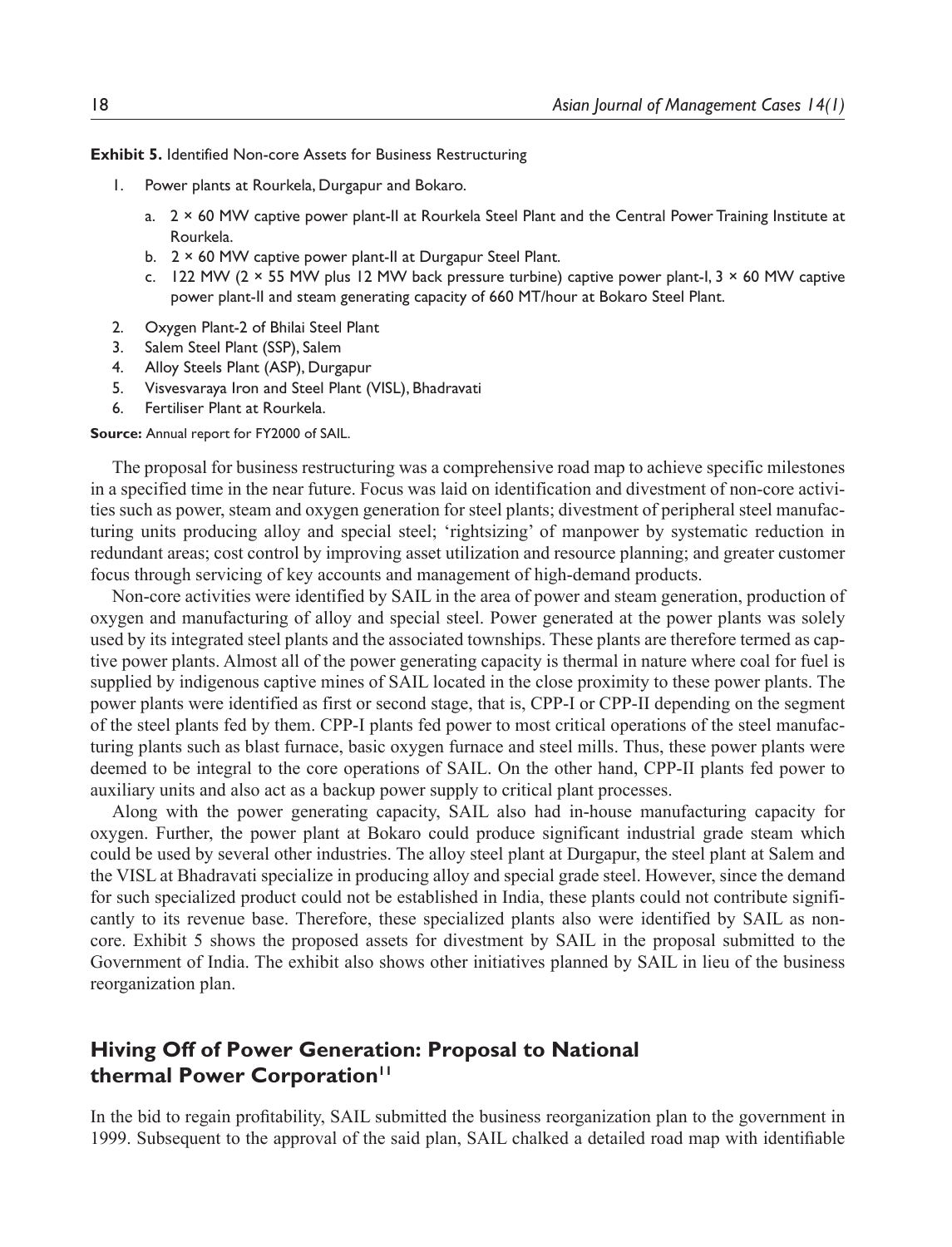**Exhibit 5.** Identified Non-core Assets for Business Restructuring

1. Power plants at Rourkela, Durgapur and Bokaro.
   a. 2 × 60 MW captive power plant-II at Rourkela Steel Plant and the Central Power Training Institute at Rourkela.
   b. 2 × 60 MW captive power plant-II at Durgapur Steel Plant.
   c. 122 MW (2 × 55 MW plus 12 MW back pressure turbine) captive power plant-I, 3 × 60 MW captive power plant-II and steam generating capacity of 660 MT/hour at Bokaro Steel Plant.
2. Oxygen Plant-2 of Bhilai Steel Plant
3. Salem Steel Plant (SSP), Salem
4. Alloy Steels Plant (ASP), Durgapur
5. Visvesvaraya Iron and Steel Plant (VISL), Bhadravati
6. Fertiliser Plant at Rourkela.

**Source:** Annual report for FY2000 of SAIL.

The proposal for business restructuring was a comprehensive road map to achieve specific milestones in a specified time in the near future. Focus was laid on identification and divestment of non-core activities such as power, steam and oxygen generation for steel plants; divestment of peripheral steel manufacturing units producing alloy and special steel; 'rightsizing' of manpower by systematic reduction in redundant areas; cost control by improving asset utilization and resource planning; and greater customer focus through servicing of key accounts and management of high-demand products.

Non-core activities were identified by SAIL in the area of power and steam generation, production of oxygen and manufacturing of alloy and special steel. Power generated at the power plants was solely used by its integrated steel plants and the associated townships. These plants are therefore termed as captive power plants. Almost all of the power generating capacity is thermal in nature where coal for fuel is supplied by indigenous captive mines of SAIL located in the close proximity to these power plants. The power plants were identified as first or second stage, that is, CPP-I or CPP-II depending on the segment of the steel plants fed by them. CPP-I plants fed power to most critical operations of the steel manufacturing plants such as blast furnace, basic oxygen furnace and steel mills. Thus, these power plants were deemed to be integral to the core operations of SAIL. On the other hand, CPP-II plants fed power to auxiliary units and also act as a backup power supply to critical plant processes.

Along with the power generating capacity, SAIL also had in-house manufacturing capacity for oxygen. Further, the power plant at Bokaro could produce significant industrial grade steam which could be used by several other industries. The alloy steel plant at Durgapur, the steel plant at Salem and the VISL at Bhadravati specialize in producing alloy and special grade steel. However, since the demand for such specialized product could not be established in India, these plants could not contribute significantly to its revenue base. Therefore, these specialized plants also were identified by SAIL as non-core. Exhibit 5 shows the proposed assets for divestment by SAIL in the proposal submitted to the Government of India. The exhibit also shows other initiatives planned by SAIL in lieu of the business reorganization plan.

## Hiving Off of Power Generation: Proposal to National thermal Power Corporation[11]

In the bid to regain profitability, SAIL submitted the business reorganization plan to the government in 1999. Subsequent to the approval of the said plan, SAIL chalked a detailed road map with identifiable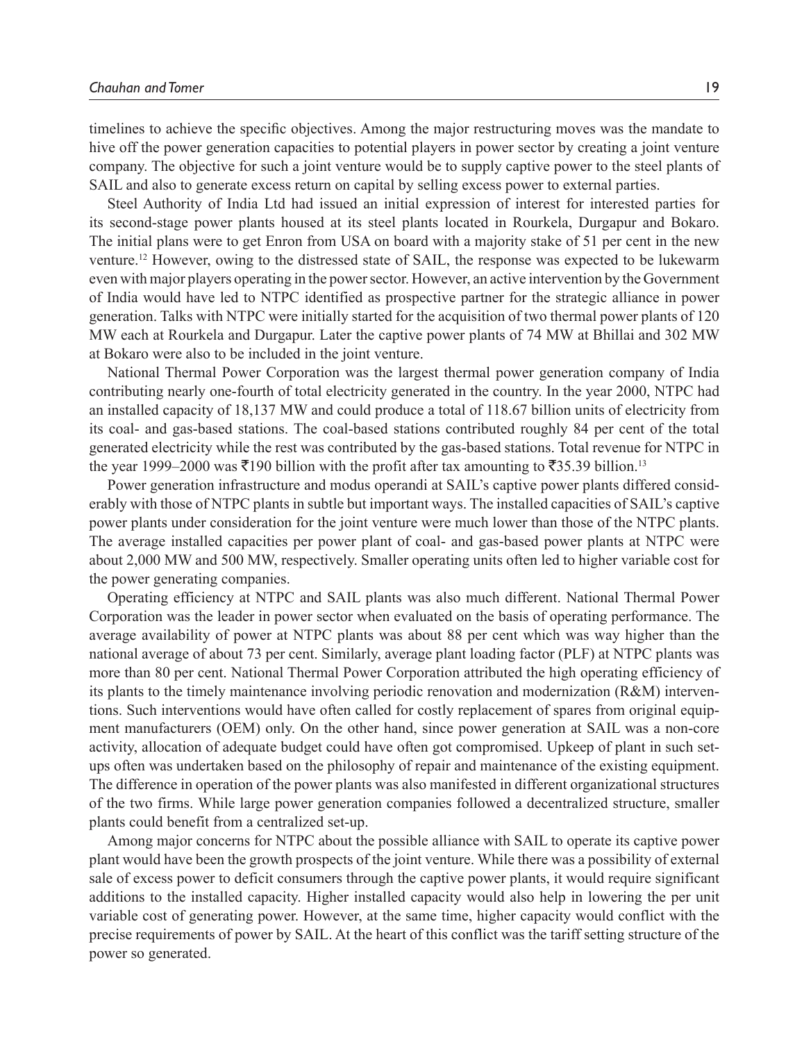timelines to achieve the specific objectives. Among the major restructuring moves was the mandate to hive off the power generation capacities to potential players in power sector by creating a joint venture company. The objective for such a joint venture would be to supply captive power to the steel plants of SAIL and also to generate excess return on capital by selling excess power to external parties.

Steel Authority of India Ltd had issued an initial expression of interest for interested parties for its second-stage power plants housed at its steel plants located in Rourkela, Durgapur and Bokaro. The initial plans were to get Enron from USA on board with a majority stake of 51 per cent in the new venture.[12] However, owing to the distressed state of SAIL, the response was expected to be lukewarm even with major players operating in the power sector. However, an active intervention by the Government of India would have led to NTPC identified as prospective partner for the strategic alliance in power generation. Talks with NTPC were initially started for the acquisition of two thermal power plants of 120 MW each at Rourkela and Durgapur. Later the captive power plants of 74 MW at Bhillai and 302 MW at Bokaro were also to be included in the joint venture.

National Thermal Power Corporation was the largest thermal power generation company of India contributing nearly one-fourth of total electricity generated in the country. In the year 2000, NTPC had an installed capacity of 18,137 MW and could produce a total of 118.67 billion units of electricity from its coal- and gas-based stations. The coal-based stations contributed roughly 84 per cent of the total generated electricity while the rest was contributed by the gas-based stations. Total revenue for NTPC in the year 1999–2000 was ₹190 billion with the profit after tax amounting to ₹35.39 billion.[13]

Power generation infrastructure and modus operandi at SAIL's captive power plants differed considerably with those of NTPC plants in subtle but important ways. The installed capacities of SAIL's captive power plants under consideration for the joint venture were much lower than those of the NTPC plants. The average installed capacities per power plant of coal- and gas-based power plants at NTPC were about 2,000 MW and 500 MW, respectively. Smaller operating units often led to higher variable cost for the power generating companies.

Operating efficiency at NTPC and SAIL plants was also much different. National Thermal Power Corporation was the leader in power sector when evaluated on the basis of operating performance. The average availability of power at NTPC plants was about 88 per cent which was way higher than the national average of about 73 per cent. Similarly, average plant loading factor (PLF) at NTPC plants was more than 80 per cent. National Thermal Power Corporation attributed the high operating efficiency of its plants to the timely maintenance involving periodic renovation and modernization (R&M) interventions. Such interventions would have often called for costly replacement of spares from original equipment manufacturers (OEM) only. On the other hand, since power generation at SAIL was a non-core activity, allocation of adequate budget could have often got compromised. Upkeep of plant in such setups often was undertaken based on the philosophy of repair and maintenance of the existing equipment. The difference in operation of the power plants was also manifested in different organizational structures of the two firms. While large power generation companies followed a decentralized structure, smaller plants could benefit from a centralized set-up.

Among major concerns for NTPC about the possible alliance with SAIL to operate its captive power plant would have been the growth prospects of the joint venture. While there was a possibility of external sale of excess power to deficit consumers through the captive power plants, it would require significant additions to the installed capacity. Higher installed capacity would also help in lowering the per unit variable cost of generating power. However, at the same time, higher capacity would conflict with the precise requirements of power by SAIL. At the heart of this conflict was the tariff setting structure of the power so generated.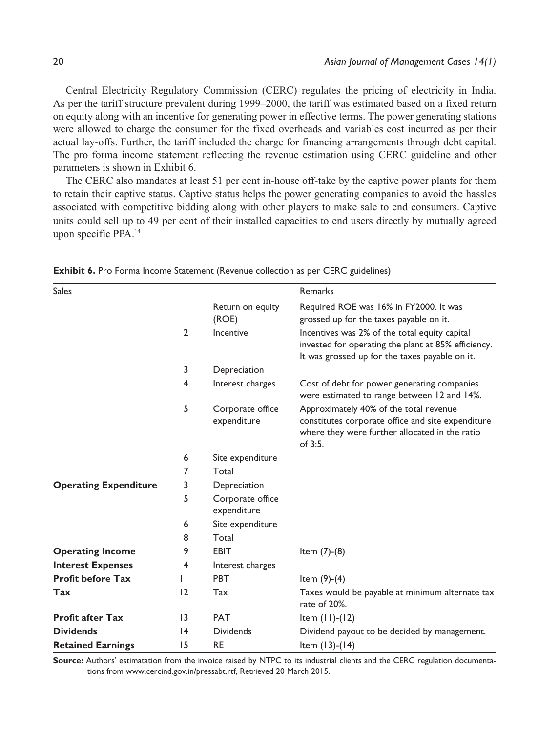Central Electricity Regulatory Commission (CERC) regulates the pricing of electricity in India. As per the tariff structure prevalent during 1999–2000, the tariff was estimated based on a fixed return on equity along with an incentive for generating power in effective terms. The power generating stations were allowed to charge the consumer for the fixed overheads and variables cost incurred as per their actual lay-offs. Further, the tariff included the charge for financing arrangements through debt capital. The pro forma income statement reflecting the revenue estimation using CERC guideline and other parameters is shown in Exhibit 6.

The CERC also mandates at least 51 per cent in-house off-take by the captive power plants for them to retain their captive status. Captive status helps the power generating companies to avoid the hassles associated with competitive bidding along with other players to make sale to end consumers. Captive units could sell up to 49 per cent of their installed capacities to end users directly by mutually agreed upon specific PPA.[14]

**Exhibit 6.** Pro Forma Income Statement (Revenue collection as per CERC guidelines)

| Sales | | | Remarks |
|---|---|---|---|
| | 1 | Return on equity (ROE) | Required ROE was 16% in FY2000. It was grossed up for the taxes payable on it. |
| | 2 | Incentive | Incentives was 2% of the total equity capital invested for operating the plant at 85% efficiency. It was grossed up for the taxes payable on it. |
| | 3 | Depreciation | |
| | 4 | Interest charges | Cost of debt for power generating companies were estimated to range between 12 and 14%. |
| | 5 | Corporate office expenditure | Approximately 40% of the total revenue constitutes corporate office and site expenditure where they were further allocated in the ratio of 3:5. |
| | 6 | Site expenditure | |
| | 7 | Total | |
| **Operating Expenditure** | 3 | Depreciation | |
| | 5 | Corporate office expenditure | |
| | 6 | Site expenditure | |
| | 8 | Total | |
| **Operating Income** | 9 | EBIT | Item (7)-(8) |
| **Interest Expenses** | 4 | Interest charges | |
| **Profit before Tax** | 11 | PBT | Item (9)-(4) |
| **Tax** | 12 | Tax | Taxes would be payable at minimum alternate tax rate of 20%. |
| **Profit after Tax** | 13 | PAT | Item (11)-(12) |
| **Dividends** | 14 | Dividends | Dividend payout to be decided by management. |
| **Retained Earnings** | 15 | RE | Item (13)-(14) |

**Source:** Authors' estimatation from the invoice raised by NTPC to its industrial clients and the CERC regulation documentations from www.cercind.gov.in/pressabt.rtf, Retrieved 20 March 2015.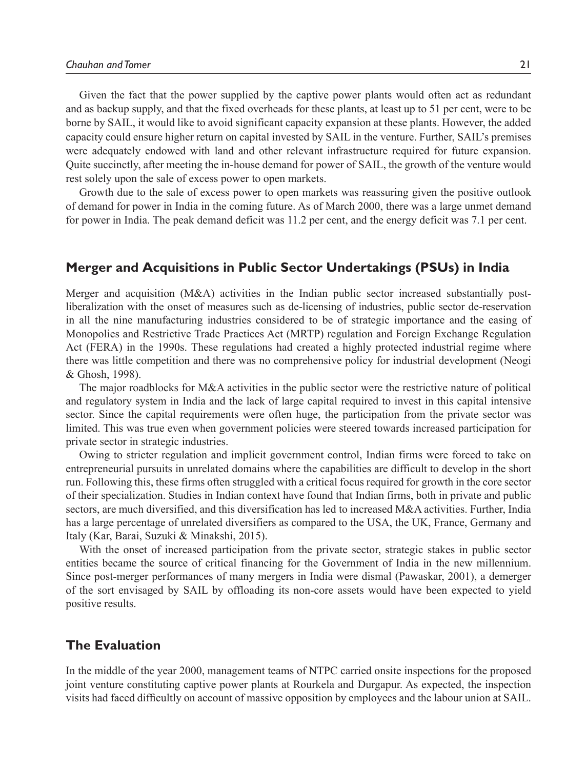Given the fact that the power supplied by the captive power plants would often act as redundant and as backup supply, and that the fixed overheads for these plants, at least up to 51 per cent, were to be borne by SAIL, it would like to avoid significant capacity expansion at these plants. However, the added capacity could ensure higher return on capital invested by SAIL in the venture. Further, SAIL's premises were adequately endowed with land and other relevant infrastructure required for future expansion. Quite succinctly, after meeting the in-house demand for power of SAIL, the growth of the venture would rest solely upon the sale of excess power to open markets.

Growth due to the sale of excess power to open markets was reassuring given the positive outlook of demand for power in India in the coming future. As of March 2000, there was a large unmet demand for power in India. The peak demand deficit was 11.2 per cent, and the energy deficit was 7.1 per cent.

## Merger and Acquisitions in Public Sector Undertakings (PSUs) in India

Merger and acquisition (M&A) activities in the Indian public sector increased substantially post-liberalization with the onset of measures such as de-licensing of industries, public sector de-reservation in all the nine manufacturing industries considered to be of strategic importance and the easing of Monopolies and Restrictive Trade Practices Act (MRTP) regulation and Foreign Exchange Regulation Act (FERA) in the 1990s. These regulations had created a highly protected industrial regime where there was little competition and there was no comprehensive policy for industrial development (Neogi & Ghosh, 1998).

The major roadblocks for M&A activities in the public sector were the restrictive nature of political and regulatory system in India and the lack of large capital required to invest in this capital intensive sector. Since the capital requirements were often huge, the participation from the private sector was limited. This was true even when government policies were steered towards increased participation for private sector in strategic industries.

Owing to stricter regulation and implicit government control, Indian firms were forced to take on entrepreneurial pursuits in unrelated domains where the capabilities are difficult to develop in the short run. Following this, these firms often struggled with a critical focus required for growth in the core sector of their specialization. Studies in Indian context have found that Indian firms, both in private and public sectors, are much diversified, and this diversification has led to increased M&A activities. Further, India has a large percentage of unrelated diversifiers as compared to the USA, the UK, France, Germany and Italy (Kar, Barai, Suzuki & Minakshi, 2015).

With the onset of increased participation from the private sector, strategic stakes in public sector entities became the source of critical financing for the Government of India in the new millennium. Since post-merger performances of many mergers in India were dismal (Pawaskar, 2001), a demerger of the sort envisaged by SAIL by offloading its non-core assets would have been expected to yield positive results.

## The Evaluation

In the middle of the year 2000, management teams of NTPC carried onsite inspections for the proposed joint venture constituting captive power plants at Rourkela and Durgapur. As expected, the inspection visits had faced difficultly on account of massive opposition by employees and the labour union at SAIL.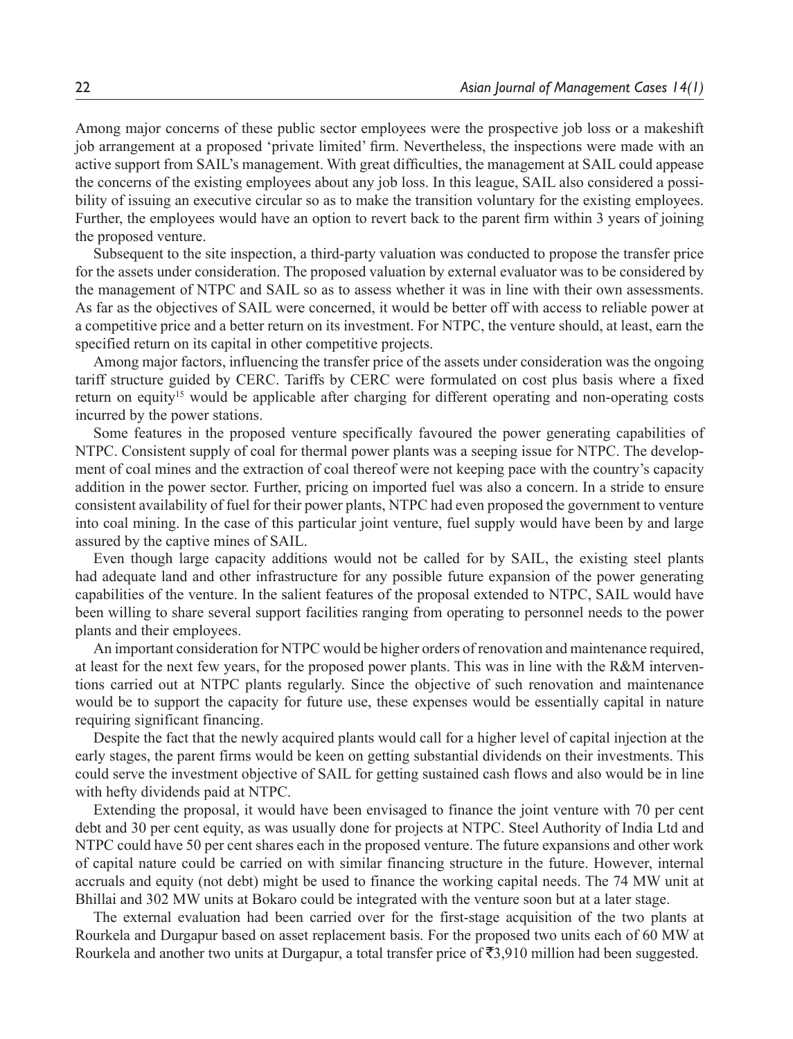Among major concerns of these public sector employees were the prospective job loss or a makeshift job arrangement at a proposed 'private limited' firm. Nevertheless, the inspections were made with an active support from SAIL's management. With great difficulties, the management at SAIL could appease the concerns of the existing employees about any job loss. In this league, SAIL also considered a possibility of issuing an executive circular so as to make the transition voluntary for the existing employees. Further, the employees would have an option to revert back to the parent firm within 3 years of joining the proposed venture.

Subsequent to the site inspection, a third-party valuation was conducted to propose the transfer price for the assets under consideration. The proposed valuation by external evaluator was to be considered by the management of NTPC and SAIL so as to assess whether it was in line with their own assessments. As far as the objectives of SAIL were concerned, it would be better off with access to reliable power at a competitive price and a better return on its investment. For NTPC, the venture should, at least, earn the specified return on its capital in other competitive projects.

Among major factors, influencing the transfer price of the assets under consideration was the ongoing tariff structure guided by CERC. Tariffs by CERC were formulated on cost plus basis where a fixed return on equity[15] would be applicable after charging for different operating and non-operating costs incurred by the power stations.

Some features in the proposed venture specifically favoured the power generating capabilities of NTPC. Consistent supply of coal for thermal power plants was a seeping issue for NTPC. The development of coal mines and the extraction of coal thereof were not keeping pace with the country's capacity addition in the power sector. Further, pricing on imported fuel was also a concern. In a stride to ensure consistent availability of fuel for their power plants, NTPC had even proposed the government to venture into coal mining. In the case of this particular joint venture, fuel supply would have been by and large assured by the captive mines of SAIL.

Even though large capacity additions would not be called for by SAIL, the existing steel plants had adequate land and other infrastructure for any possible future expansion of the power generating capabilities of the venture. In the salient features of the proposal extended to NTPC, SAIL would have been willing to share several support facilities ranging from operating to personnel needs to the power plants and their employees.

An important consideration for NTPC would be higher orders of renovation and maintenance required, at least for the next few years, for the proposed power plants. This was in line with the R&M interventions carried out at NTPC plants regularly. Since the objective of such renovation and maintenance would be to support the capacity for future use, these expenses would be essentially capital in nature requiring significant financing.

Despite the fact that the newly acquired plants would call for a higher level of capital injection at the early stages, the parent firms would be keen on getting substantial dividends on their investments. This could serve the investment objective of SAIL for getting sustained cash flows and also would be in line with hefty dividends paid at NTPC.

Extending the proposal, it would have been envisaged to finance the joint venture with 70 per cent debt and 30 per cent equity, as was usually done for projects at NTPC. Steel Authority of India Ltd and NTPC could have 50 per cent shares each in the proposed venture. The future expansions and other work of capital nature could be carried on with similar financing structure in the future. However, internal accruals and equity (not debt) might be used to finance the working capital needs. The 74 MW unit at Bhillai and 302 MW units at Bokaro could be integrated with the venture soon but at a later stage.

The external evaluation had been carried over for the first-stage acquisition of the two plants at Rourkela and Durgapur based on asset replacement basis. For the proposed two units each of 60 MW at Rourkela and another two units at Durgapur, a total transfer price of ₹3,910 million had been suggested.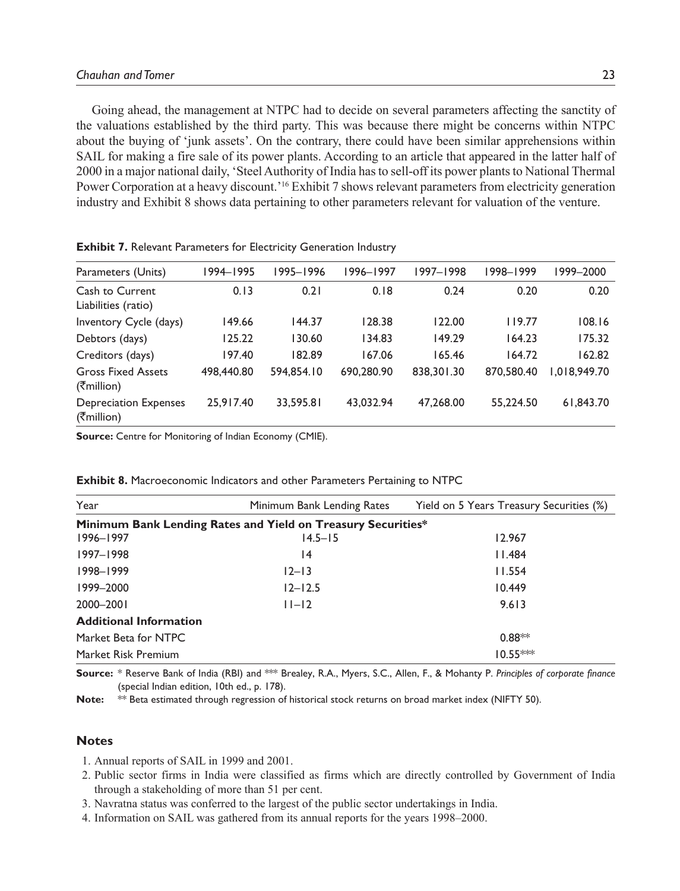Going ahead, the management at NTPC had to decide on several parameters affecting the sanctity of the valuations established by the third party. This was because there might be concerns within NTPC about the buying of 'junk assets'. On the contrary, there could have been similar apprehensions within SAIL for making a fire sale of its power plants. According to an article that appeared in the latter half of 2000 in a major national daily, 'Steel Authority of India has to sell-off its power plants to National Thermal Power Corporation at a heavy discount.'[16] Exhibit 7 shows relevant parameters from electricity generation industry and Exhibit 8 shows data pertaining to other parameters relevant for valuation of the venture.

**Exhibit 7.** Relevant Parameters for Electricity Generation Industry

| Parameters (Units) | 1994–1995 | 1995–1996 | 1996–1997 | 1997–1998 | 1998–1999 | 1999–2000 |
|---|---|---|---|---|---|---|
| Cash to Current Liabilities (ratio) | 0.13 | 0.21 | 0.18 | 0.24 | 0.20 | 0.20 |
| Inventory Cycle (days) | 149.66 | 144.37 | 128.38 | 122.00 | 119.77 | 108.16 |
| Debtors (days) | 125.22 | 130.60 | 134.83 | 149.29 | 164.23 | 175.32 |
| Creditors (days) | 197.40 | 182.89 | 167.06 | 165.46 | 164.72 | 162.82 |
| Gross Fixed Assets (₹million) | 498,440.80 | 594,854.10 | 690,280.90 | 838,301.30 | 870,580.40 | 1,018,949.70 |
| Depreciation Expenses (₹million) | 25,917.40 | 33,595.81 | 43,032.94 | 47,268.00 | 55,224.50 | 61,843.70 |

**Source:** Centre for Monitoring of Indian Economy (CMIE).

**Exhibit 8.** Macroeconomic Indicators and other Parameters Pertaining to NTPC

| Year | Minimum Bank Lending Rates | Yield on 5 Years Treasury Securities (%) |
|---|---|---|
| **Minimum Bank Lending Rates and Yield on Treasury Securities*** | | |
| 1996–1997 | 14.5–15 | 12.967 |
| 1997–1998 | 14 | 11.484 |
| 1998–1999 | 12–13 | 11.554 |
| 1999–2000 | 12–12.5 | 10.449 |
| 2000–2001 | 11–12 | 9.613 |
| **Additional Information** | | |
| Market Beta for NTPC | | 0.88** |
| Market Risk Premium | | 10.55*** |

**Source:** * Reserve Bank of India (RBI) and *** Brealey, R.A., Myers, S.C., Allen, F., & Mohanty P. *Principles of corporate finance* (special Indian edition, 10th ed., p. 178).

**Note:** ** Beta estimated through regression of historical stock returns on broad market index (NIFTY 50).

## Notes

1. Annual reports of SAIL in 1999 and 2001.
2. Public sector firms in India were classified as firms which are directly controlled by Government of India through a stakeholding of more than 51 per cent.
3. Navratna status was conferred to the largest of the public sector undertakings in India.
4. Information on SAIL was gathered from its annual reports for the years 1998–2000.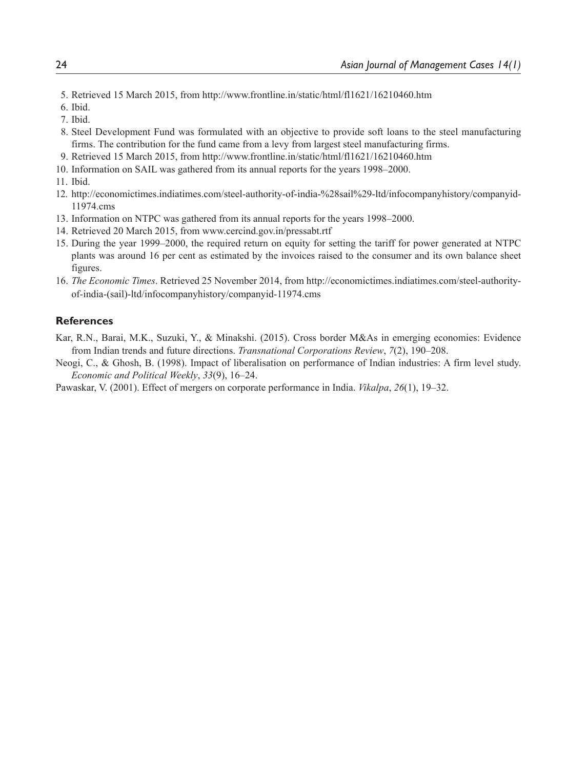5. Retrieved 15 March 2015, from http://www.frontline.in/static/html/fl1621/16210460.htm
6. Ibid.
7. Ibid.
8. Steel Development Fund was formulated with an objective to provide soft loans to the steel manufacturing firms. The contribution for the fund came from a levy from largest steel manufacturing firms.
9. Retrieved 15 March 2015, from http://www.frontline.in/static/html/fl1621/16210460.htm
10. Information on SAIL was gathered from its annual reports for the years 1998–2000.
11. Ibid.
12. http://economictimes.indiatimes.com/steel-authority-of-india-%28sail%29-ltd/infocompanyhistory/companyid-11974.cms
13. Information on NTPC was gathered from its annual reports for the years 1998–2000.
14. Retrieved 20 March 2015, from www.cercind.gov.in/pressabt.rtf
15. During the year 1999–2000, the required return on equity for setting the tariff for power generated at NTPC plants was around 16 per cent as estimated by the invoices raised to the consumer and its own balance sheet figures.
16. *The Economic Times*. Retrieved 25 November 2014, from http://economictimes.indiatimes.com/steel-authority-of-india-(sail)-ltd/infocompanyhistory/companyid-11974.cms

## References

Kar, R.N., Barai, M.K., Suzuki, Y., & Minakshi. (2015). Cross border M&As in emerging economies: Evidence from Indian trends and future directions. *Transnational Corporations Review*, *7*(2), 190–208.

Neogi, C., & Ghosh, B. (1998). Impact of liberalisation on performance of Indian industries: A firm level study. *Economic and Political Weekly*, *33*(9), 16–24.

Pawaskar, V. (2001). Effect of mergers on corporate performance in India. *Vikalpa*, *26*(1), 19–32.